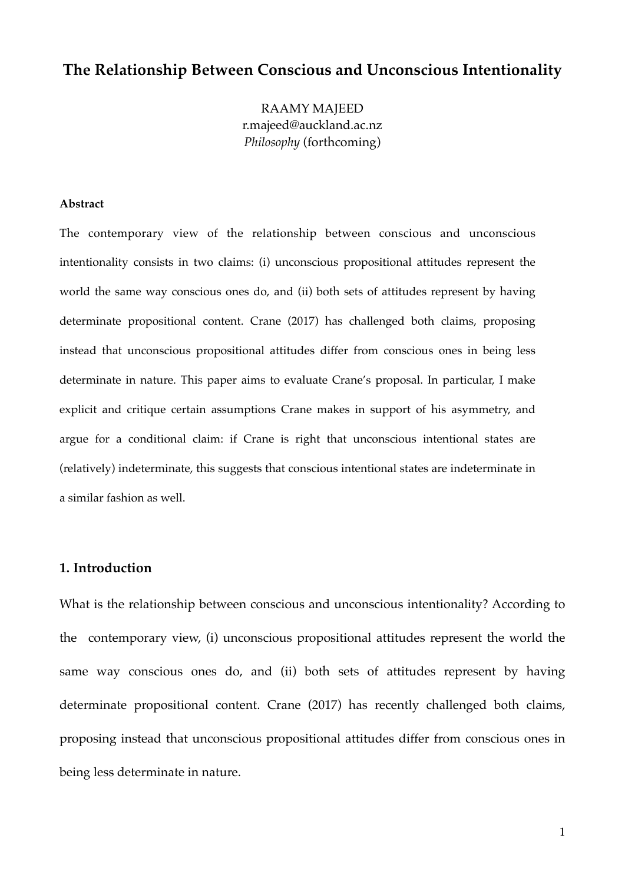# The Relationship Between Conscious and Unconscious Intentionality

RAAMY MAJEED
r.majeed@auckland.ac.nz
*Philosophy* (forthcoming)

**Abstract**

The contemporary view of the relationship between conscious and unconscious intentionality consists in two claims: (i) unconscious propositional attitudes represent the world the same way conscious ones do, and (ii) both sets of attitudes represent by having determinate propositional content. Crane (2017) has challenged both claims, proposing instead that unconscious propositional attitudes differ from conscious ones in being less determinate in nature. This paper aims to evaluate Crane's proposal. In particular, I make explicit and critique certain assumptions Crane makes in support of his asymmetry, and argue for a conditional claim: if Crane is right that unconscious intentional states are (relatively) indeterminate, this suggests that conscious intentional states are indeterminate in a similar fashion as well.

## 1. Introduction

What is the relationship between conscious and unconscious intentionality? According to the contemporary view, (i) unconscious propositional attitudes represent the world the same way conscious ones do, and (ii) both sets of attitudes represent by having determinate propositional content. Crane (2017) has recently challenged both claims, proposing instead that unconscious propositional attitudes differ from conscious ones in being less determinate in nature.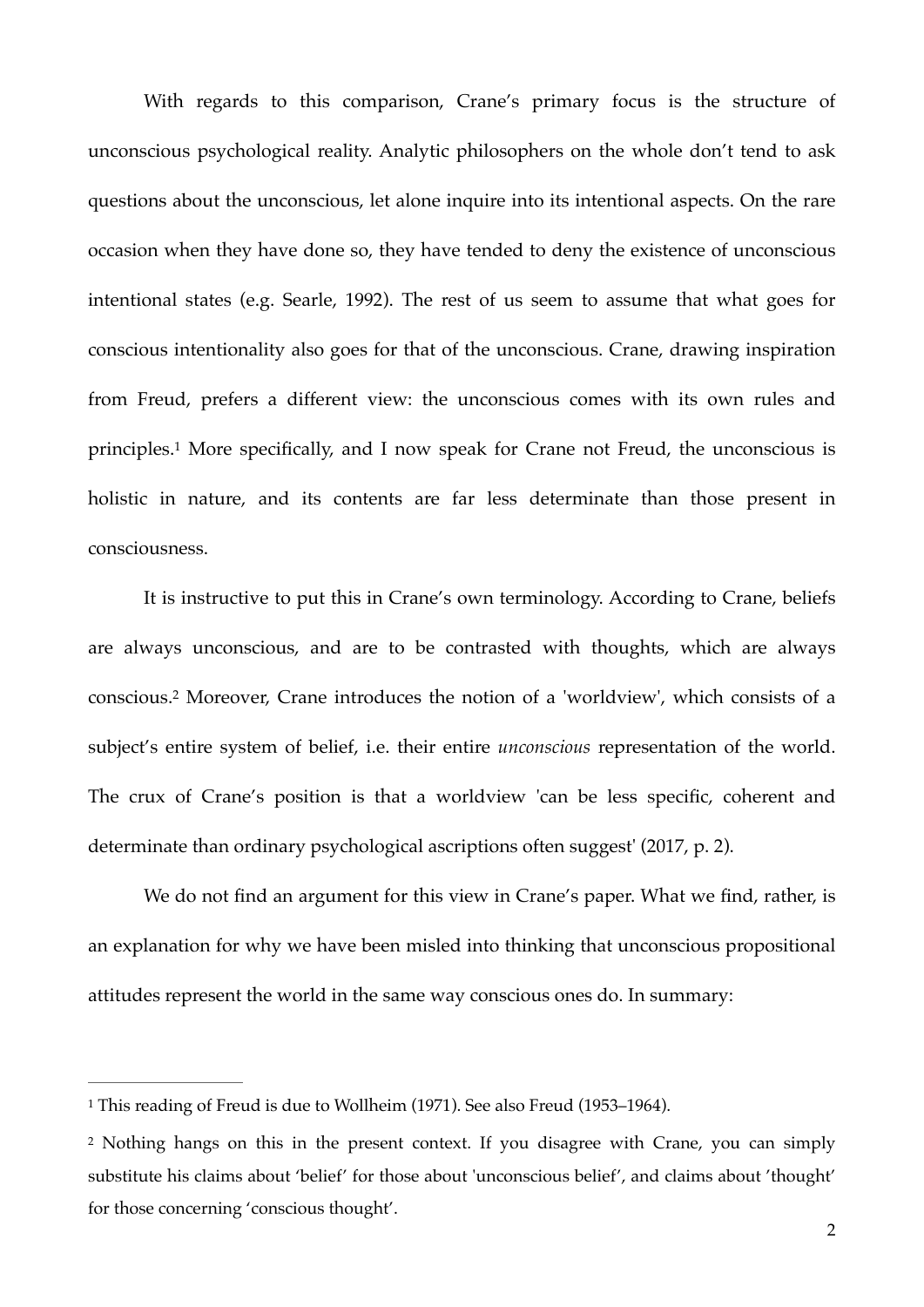With regards to this comparison, Crane's primary focus is the structure of unconscious psychological reality. Analytic philosophers on the whole don't tend to ask questions about the unconscious, let alone inquire into its intentional aspects. On the rare occasion when they have done so, they have tended to deny the existence of unconscious intentional states (e.g. Searle, 1992). The rest of us seem to assume that what goes for conscious intentionality also goes for that of the unconscious. Crane, drawing inspiration from Freud, prefers a different view: the unconscious comes with its own rules and principles.[1] More specifically, and I now speak for Crane not Freud, the unconscious is holistic in nature, and its contents are far less determinate than those present in consciousness.

It is instructive to put this in Crane's own terminology. According to Crane, beliefs are always unconscious, and are to be contrasted with thoughts, which are always conscious.[2] Moreover, Crane introduces the notion of a 'worldview', which consists of a subject's entire system of belief, i.e. their entire *unconscious* representation of the world. The crux of Crane's position is that a worldview 'can be less specific, coherent and determinate than ordinary psychological ascriptions often suggest' (2017, p. 2).

We do not find an argument for this view in Crane's paper. What we find, rather, is an explanation for why we have been misled into thinking that unconscious propositional attitudes represent the world in the same way conscious ones do. In summary:

---

[1] This reading of Freud is due to Wollheim (1971). See also Freud (1953–1964).

[2] Nothing hangs on this in the present context. If you disagree with Crane, you can simply substitute his claims about 'belief' for those about 'unconscious belief', and claims about 'thought' for those concerning 'conscious thought'.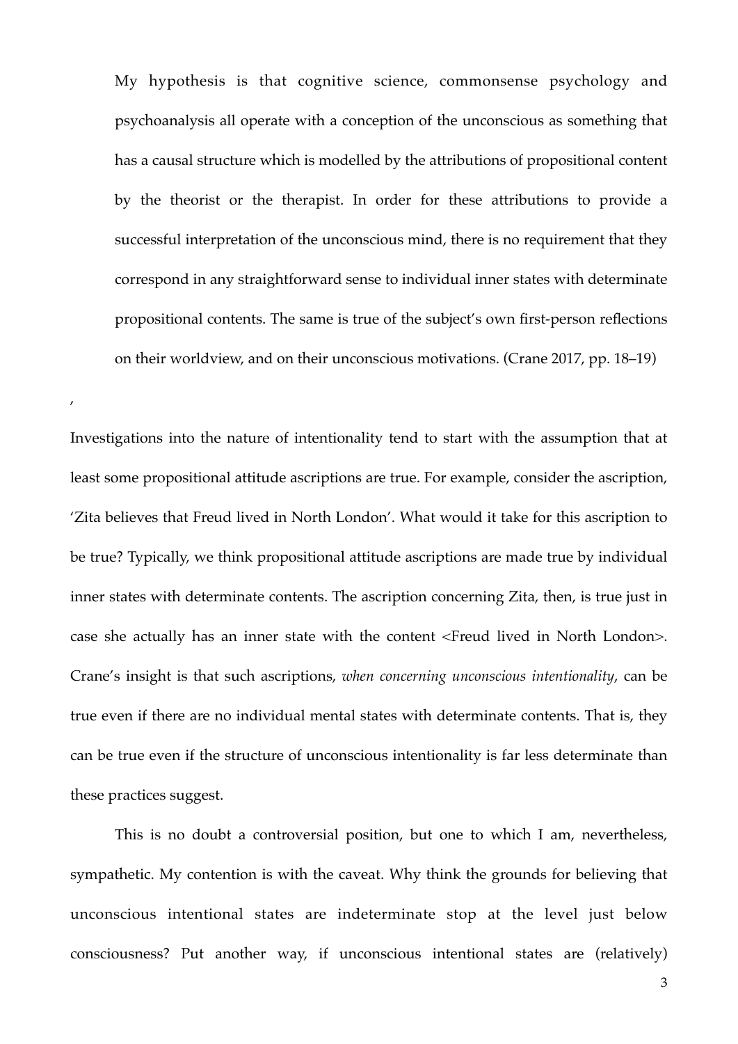> My hypothesis is that cognitive science, commonsense psychology and psychoanalysis all operate with a conception of the unconscious as something that has a causal structure which is modelled by the attributions of propositional content by the theorist or the therapist. In order for these attributions to provide a successful interpretation of the unconscious mind, there is no requirement that they correspond in any straightforward sense to individual inner states with determinate propositional contents. The same is true of the subject's own first-person reflections on their worldview, and on their unconscious motivations. (Crane 2017, pp. 18–19)

'

Investigations into the nature of intentionality tend to start with the assumption that at least some propositional attitude ascriptions are true. For example, consider the ascription, 'Zita believes that Freud lived in North London'. What would it take for this ascription to be true? Typically, we think propositional attitude ascriptions are made true by individual inner states with determinate contents. The ascription concerning Zita, then, is true just in case she actually has an inner state with the content <Freud lived in North London>. Crane's insight is that such ascriptions, *when concerning unconscious intentionality*, can be true even if there are no individual mental states with determinate contents. That is, they can be true even if the structure of unconscious intentionality is far less determinate than these practices suggest.

This is no doubt a controversial position, but one to which I am, nevertheless, sympathetic. My contention is with the caveat. Why think the grounds for believing that unconscious intentional states are indeterminate stop at the level just below consciousness? Put another way, if unconscious intentional states are (relatively)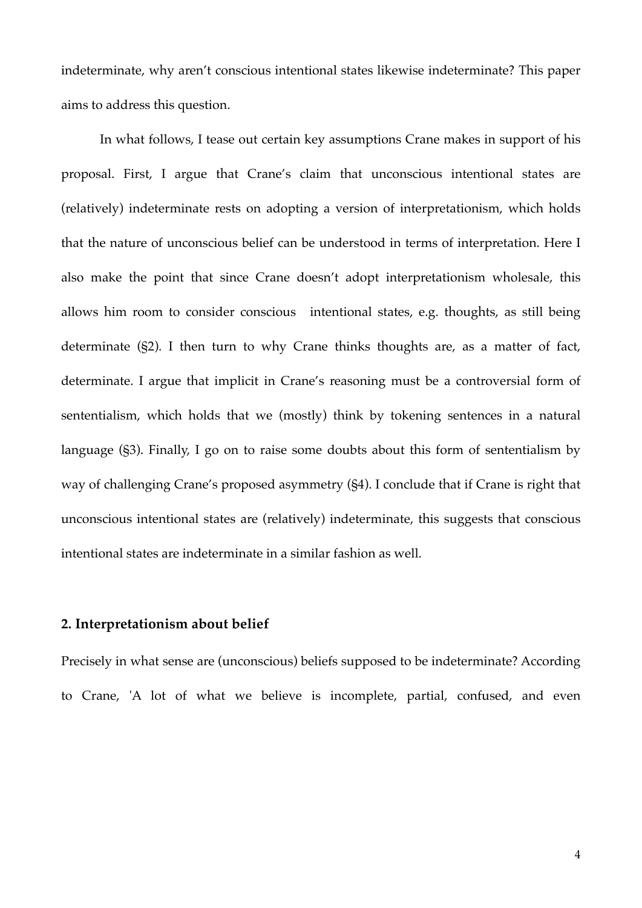indeterminate, why aren't conscious intentional states likewise indeterminate? This paper aims to address this question.

In what follows, I tease out certain key assumptions Crane makes in support of his proposal. First, I argue that Crane's claim that unconscious intentional states are (relatively) indeterminate rests on adopting a version of interpretationism, which holds that the nature of unconscious belief can be understood in terms of interpretation. Here I also make the point that since Crane doesn't adopt interpretationism wholesale, this allows him room to consider conscious intentional states, e.g. thoughts, as still being determinate (§2). I then turn to why Crane thinks thoughts are, as a matter of fact, determinate. I argue that implicit in Crane's reasoning must be a controversial form of sententialism, which holds that we (mostly) think by tokening sentences in a natural language (§3). Finally, I go on to raise some doubts about this form of sententialism by way of challenging Crane's proposed asymmetry (§4). I conclude that if Crane is right that unconscious intentional states are (relatively) indeterminate, this suggests that conscious intentional states are indeterminate in a similar fashion as well.

## 2. Interpretationism about belief

Precisely in what sense are (unconscious) beliefs supposed to be indeterminate? According to Crane, 'A lot of what we believe is incomplete, partial, confused, and even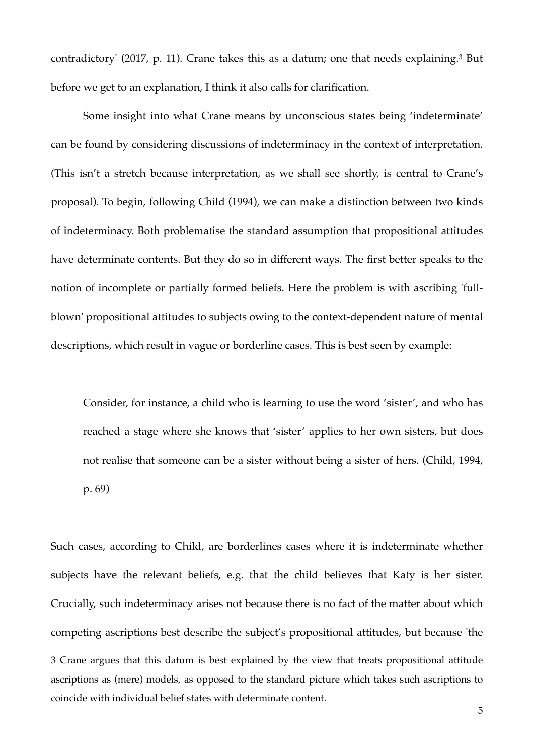contradictory' (2017, p. 11). Crane takes this as a datum; one that needs explaining.[3] But before we get to an explanation, I think it also calls for clarification.

Some insight into what Crane means by unconscious states being 'indeterminate' can be found by considering discussions of indeterminacy in the context of interpretation. (This isn't a stretch because interpretation, as we shall see shortly, is central to Crane's proposal). To begin, following Child (1994), we can make a distinction between two kinds of indeterminacy. Both problematise the standard assumption that propositional attitudes have determinate contents. But they do so in different ways. The first better speaks to the notion of incomplete or partially formed beliefs. Here the problem is with ascribing 'full-blown' propositional attitudes to subjects owing to the context-dependent nature of mental descriptions, which result in vague or borderline cases. This is best seen by example:

> Consider, for instance, a child who is learning to use the word 'sister', and who has reached a stage where she knows that 'sister' applies to her own sisters, but does not realise that someone can be a sister without being a sister of hers. (Child, 1994, p. 69)

Such cases, according to Child, are borderlines cases where it is indeterminate whether subjects have the relevant beliefs, e.g. that the child believes that Katy is her sister. Crucially, such indeterminacy arises not because there is no fact of the matter about which competing ascriptions best describe the subject's propositional attitudes, but because 'the

---

3 Crane argues that this datum is best explained by the view that treats propositional attitude ascriptions as (mere) models, as opposed to the standard picture which takes such ascriptions to coincide with individual belief states with determinate content.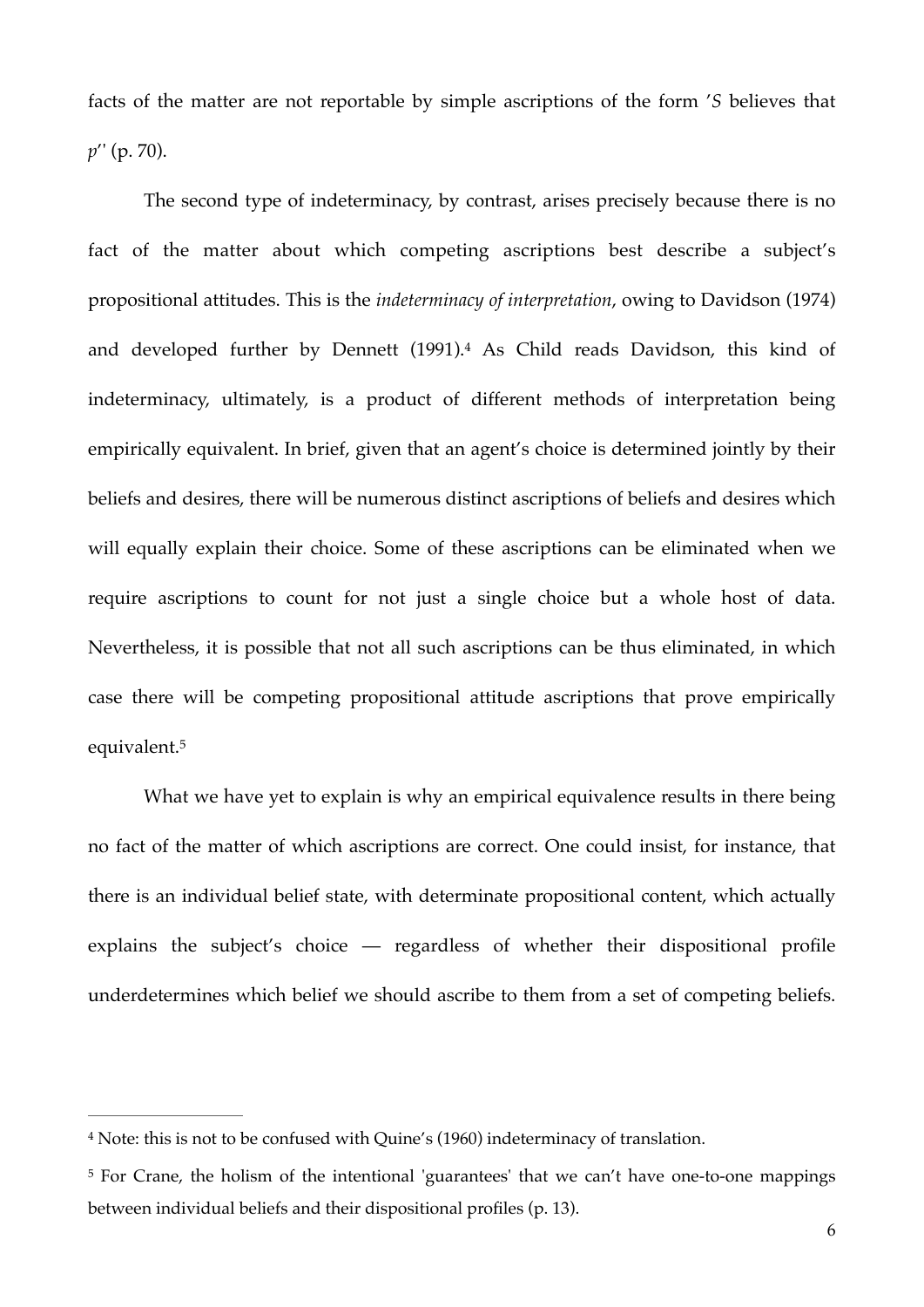facts of the matter are not reportable by simple ascriptions of the form '*S* believes that *p*'' (p. 70).

The second type of indeterminacy, by contrast, arises precisely because there is no fact of the matter about which competing ascriptions best describe a subject's propositional attitudes. This is the *indeterminacy of interpretation*, owing to Davidson (1974) and developed further by Dennett (1991).[4] As Child reads Davidson, this kind of indeterminacy, ultimately, is a product of different methods of interpretation being empirically equivalent. In brief, given that an agent's choice is determined jointly by their beliefs and desires, there will be numerous distinct ascriptions of beliefs and desires which will equally explain their choice. Some of these ascriptions can be eliminated when we require ascriptions to count for not just a single choice but a whole host of data. Nevertheless, it is possible that not all such ascriptions can be thus eliminated, in which case there will be competing propositional attitude ascriptions that prove empirically equivalent.[5]

What we have yet to explain is why an empirical equivalence results in there being no fact of the matter of which ascriptions are correct. One could insist, for instance, that there is an individual belief state, with determinate propositional content, which actually explains the subject's choice — regardless of whether their dispositional profile underdetermines which belief we should ascribe to them from a set of competing beliefs.

---

[4] Note: this is not to be confused with Quine's (1960) indeterminacy of translation.

[5] For Crane, the holism of the intentional 'guarantees' that we can't have one-to-one mappings between individual beliefs and their dispositional profiles (p. 13).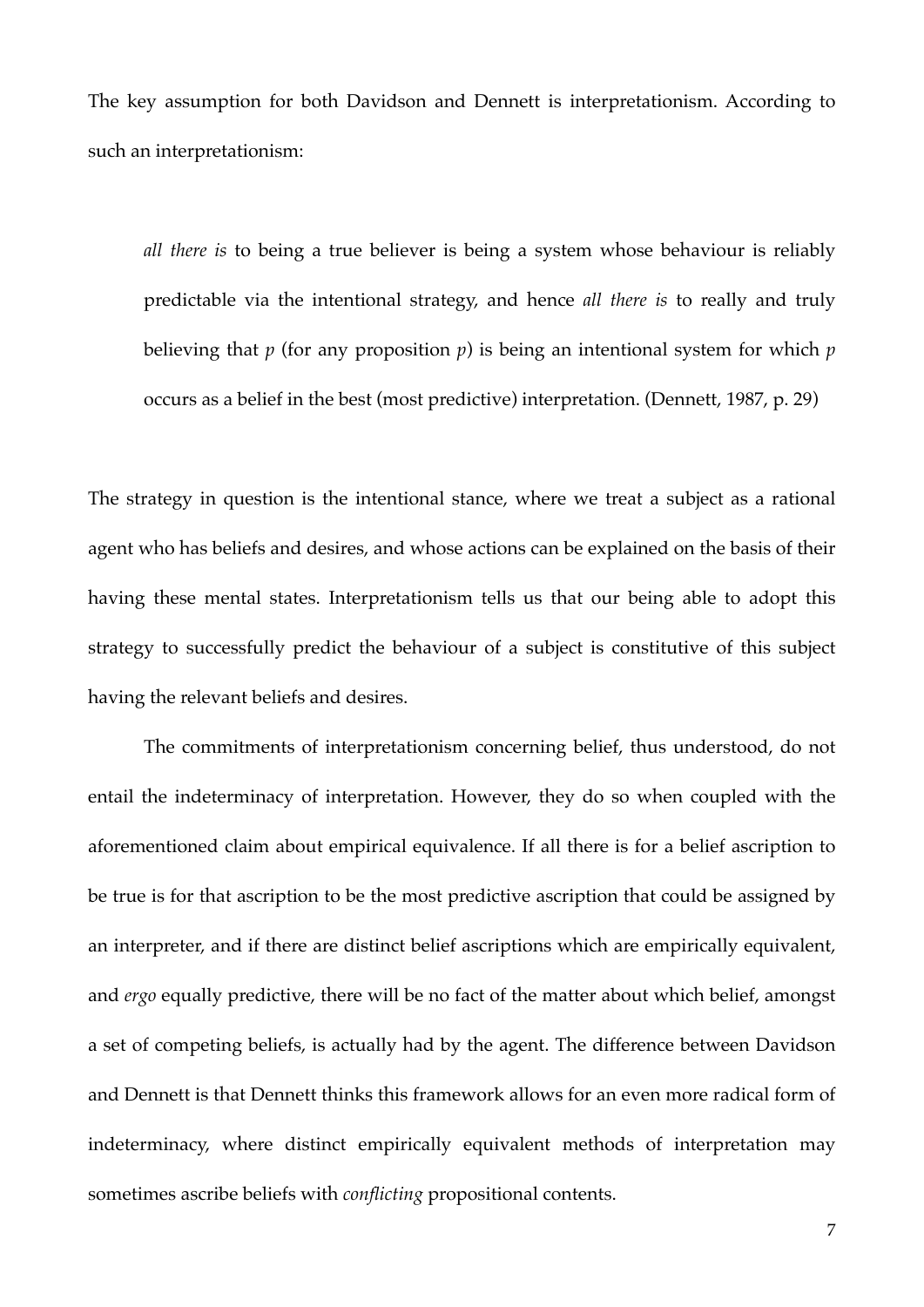The key assumption for both Davidson and Dennett is interpretationism. According to such an interpretationism:

> *all there is* to being a true believer is being a system whose behaviour is reliably predictable via the intentional strategy, and hence *all there is* to really and truly believing that *p* (for any proposition *p*) is being an intentional system for which *p* occurs as a belief in the best (most predictive) interpretation. (Dennett, 1987, p. 29)

The strategy in question is the intentional stance, where we treat a subject as a rational agent who has beliefs and desires, and whose actions can be explained on the basis of their having these mental states. Interpretationism tells us that our being able to adopt this strategy to successfully predict the behaviour of a subject is constitutive of this subject having the relevant beliefs and desires.

The commitments of interpretationism concerning belief, thus understood, do not entail the indeterminacy of interpretation. However, they do so when coupled with the aforementioned claim about empirical equivalence. If all there is for a belief ascription to be true is for that ascription to be the most predictive ascription that could be assigned by an interpreter, and if there are distinct belief ascriptions which are empirically equivalent, and *ergo* equally predictive, there will be no fact of the matter about which belief, amongst a set of competing beliefs, is actually had by the agent. The difference between Davidson and Dennett is that Dennett thinks this framework allows for an even more radical form of indeterminacy, where distinct empirically equivalent methods of interpretation may sometimes ascribe beliefs with *conflicting* propositional contents.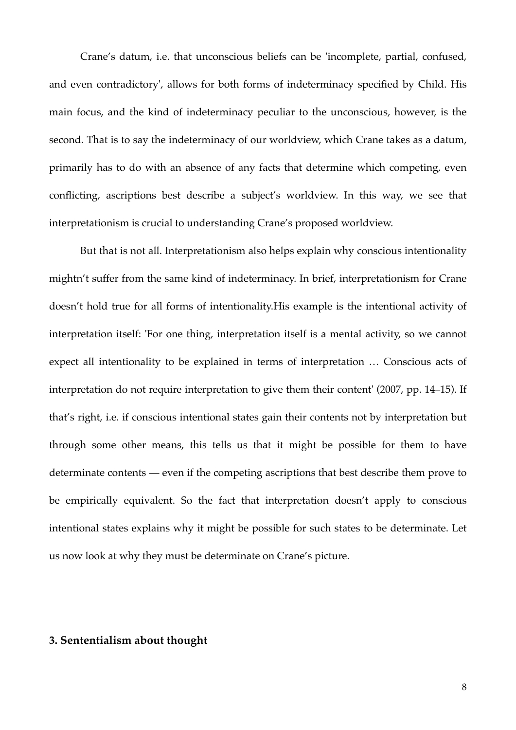Crane's datum, i.e. that unconscious beliefs can be 'incomplete, partial, confused, and even contradictory', allows for both forms of indeterminacy specified by Child. His main focus, and the kind of indeterminacy peculiar to the unconscious, however, is the second. That is to say the indeterminacy of our worldview, which Crane takes as a datum, primarily has to do with an absence of any facts that determine which competing, even conflicting, ascriptions best describe a subject's worldview. In this way, we see that interpretationism is crucial to understanding Crane's proposed worldview.

But that is not all. Interpretationism also helps explain why conscious intentionality mightn't suffer from the same kind of indeterminacy. In brief, interpretationism for Crane doesn't hold true for all forms of intentionality.His example is the intentional activity of interpretation itself: 'For one thing, interpretation itself is a mental activity, so we cannot expect all intentionality to be explained in terms of interpretation … Conscious acts of interpretation do not require interpretation to give them their content' (2007, pp. 14–15). If that's right, i.e. if conscious intentional states gain their contents not by interpretation but through some other means, this tells us that it might be possible for them to have determinate contents — even if the competing ascriptions that best describe them prove to be empirically equivalent. So the fact that interpretation doesn't apply to conscious intentional states explains why it might be possible for such states to be determinate. Let us now look at why they must be determinate on Crane's picture.

## 3. Sententialism about thought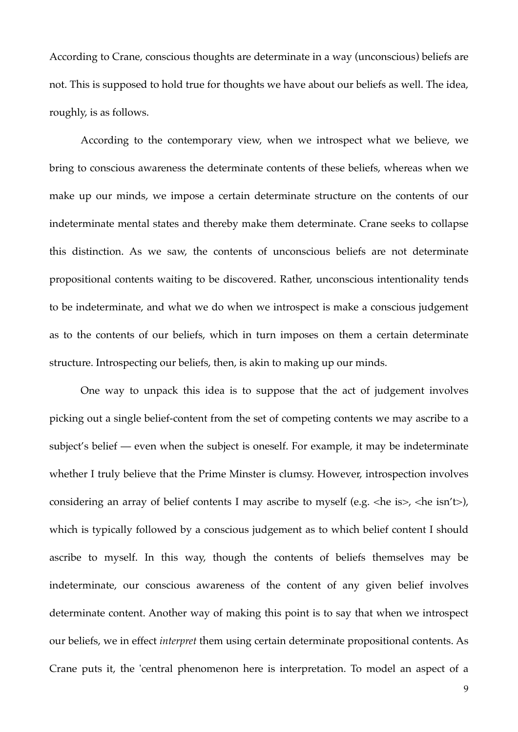According to Crane, conscious thoughts are determinate in a way (unconscious) beliefs are not. This is supposed to hold true for thoughts we have about our beliefs as well. The idea, roughly, is as follows.

According to the contemporary view, when we introspect what we believe, we bring to conscious awareness the determinate contents of these beliefs, whereas when we make up our minds, we impose a certain determinate structure on the contents of our indeterminate mental states and thereby make them determinate. Crane seeks to collapse this distinction. As we saw, the contents of unconscious beliefs are not determinate propositional contents waiting to be discovered. Rather, unconscious intentionality tends to be indeterminate, and what we do when we introspect is make a conscious judgement as to the contents of our beliefs, which in turn imposes on them a certain determinate structure. Introspecting our beliefs, then, is akin to making up our minds.

One way to unpack this idea is to suppose that the act of judgement involves picking out a single belief-content from the set of competing contents we may ascribe to a subject's belief — even when the subject is oneself. For example, it may be indeterminate whether I truly believe that the Prime Minster is clumsy. However, introspection involves considering an array of belief contents I may ascribe to myself (e.g. <he is>, <he isn't>), which is typically followed by a conscious judgement as to which belief content I should ascribe to myself. In this way, though the contents of beliefs themselves may be indeterminate, our conscious awareness of the content of any given belief involves determinate content. Another way of making this point is to say that when we introspect our beliefs, we in effect *interpret* them using certain determinate propositional contents. As Crane puts it, the 'central phenomenon here is interpretation. To model an aspect of a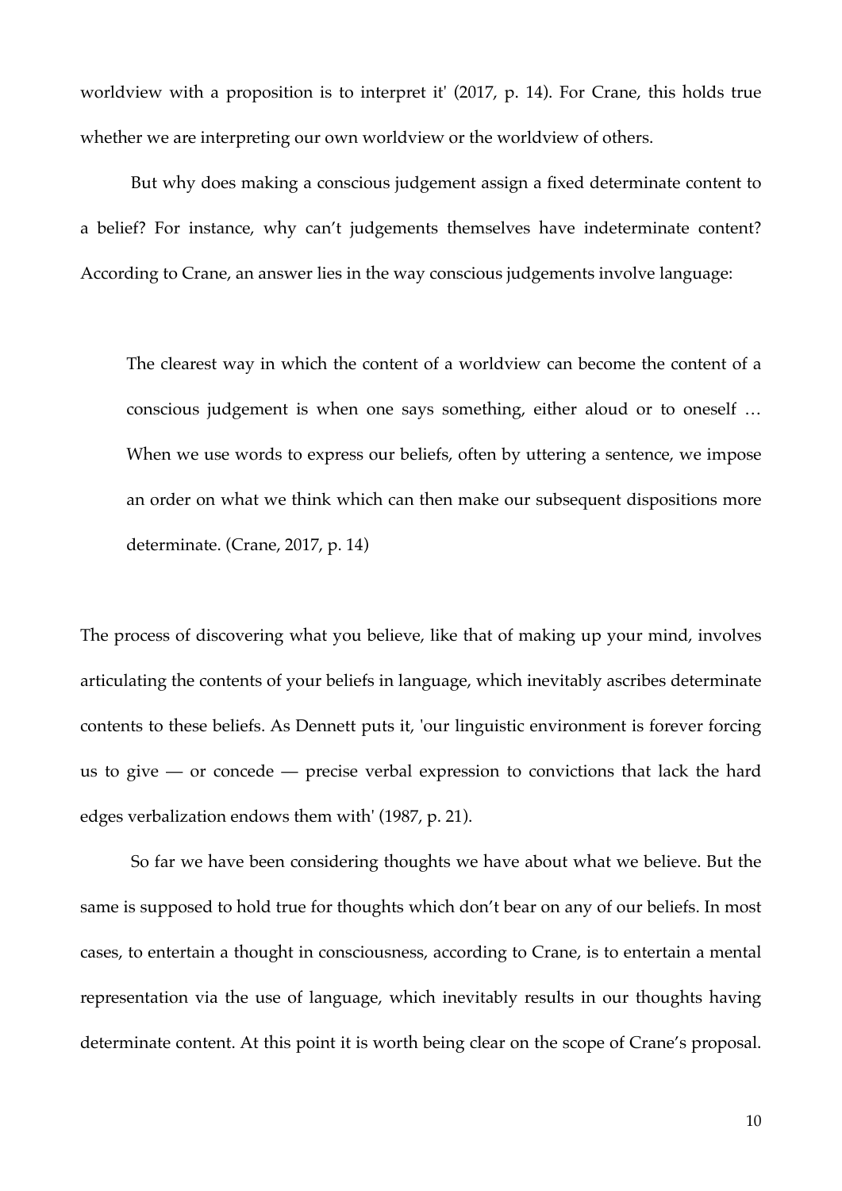worldview with a proposition is to interpret it' (2017, p. 14). For Crane, this holds true whether we are interpreting our own worldview or the worldview of others.

But why does making a conscious judgement assign a fixed determinate content to a belief? For instance, why can't judgements themselves have indeterminate content? According to Crane, an answer lies in the way conscious judgements involve language:

> The clearest way in which the content of a worldview can become the content of a conscious judgement is when one says something, either aloud or to oneself … When we use words to express our beliefs, often by uttering a sentence, we impose an order on what we think which can then make our subsequent dispositions more determinate. (Crane, 2017, p. 14)

The process of discovering what you believe, like that of making up your mind, involves articulating the contents of your beliefs in language, which inevitably ascribes determinate contents to these beliefs. As Dennett puts it, 'our linguistic environment is forever forcing us to give — or concede — precise verbal expression to convictions that lack the hard edges verbalization endows them with' (1987, p. 21).

So far we have been considering thoughts we have about what we believe. But the same is supposed to hold true for thoughts which don't bear on any of our beliefs. In most cases, to entertain a thought in consciousness, according to Crane, is to entertain a mental representation via the use of language, which inevitably results in our thoughts having determinate content. At this point it is worth being clear on the scope of Crane's proposal.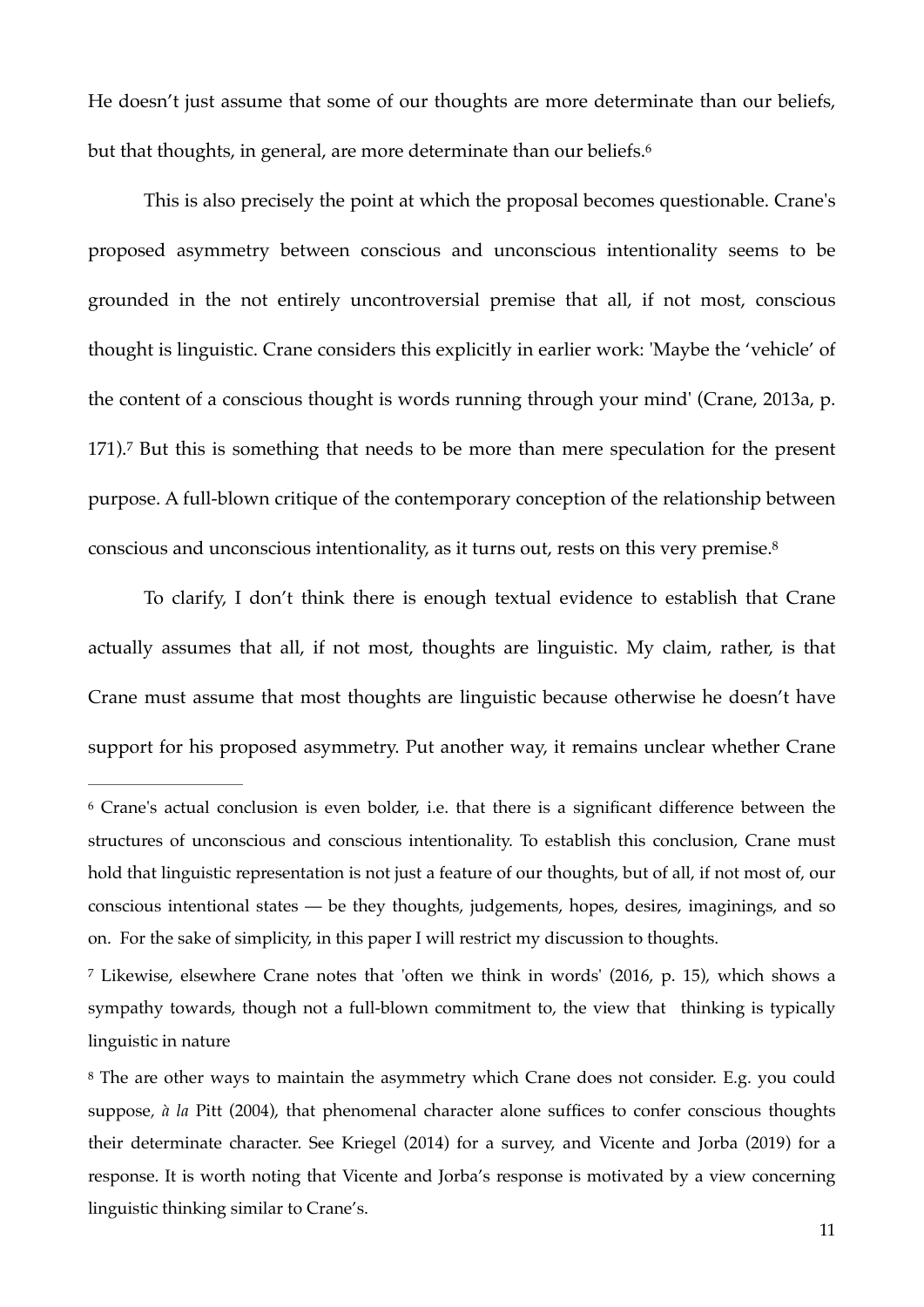He doesn't just assume that some of our thoughts are more determinate than our beliefs, but that thoughts, in general, are more determinate than our beliefs.[6]

This is also precisely the point at which the proposal becomes questionable. Crane's proposed asymmetry between conscious and unconscious intentionality seems to be grounded in the not entirely uncontroversial premise that all, if not most, conscious thought is linguistic. Crane considers this explicitly in earlier work: 'Maybe the 'vehicle' of the content of a conscious thought is words running through your mind' (Crane, 2013a, p. 171).[7] But this is something that needs to be more than mere speculation for the present purpose. A full-blown critique of the contemporary conception of the relationship between conscious and unconscious intentionality, as it turns out, rests on this very premise.[8]

To clarify, I don't think there is enough textual evidence to establish that Crane actually assumes that all, if not most, thoughts are linguistic. My claim, rather, is that Crane must assume that most thoughts are linguistic because otherwise he doesn't have support for his proposed asymmetry. Put another way, it remains unclear whether Crane

---

[6] Crane's actual conclusion is even bolder, i.e. that there is a significant difference between the structures of unconscious and conscious intentionality. To establish this conclusion, Crane must hold that linguistic representation is not just a feature of our thoughts, but of all, if not most of, our conscious intentional states — be they thoughts, judgements, hopes, desires, imaginings, and so on. For the sake of simplicity, in this paper I will restrict my discussion to thoughts.

[7] Likewise, elsewhere Crane notes that 'often we think in words' (2016, p. 15), which shows a sympathy towards, though not a full-blown commitment to, the view that thinking is typically linguistic in nature

[8] The are other ways to maintain the asymmetry which Crane does not consider. E.g. you could suppose, *à la* Pitt (2004), that phenomenal character alone suffices to confer conscious thoughts their determinate character. See Kriegel (2014) for a survey, and Vicente and Jorba (2019) for a response. It is worth noting that Vicente and Jorba's response is motivated by a view concerning linguistic thinking similar to Crane's.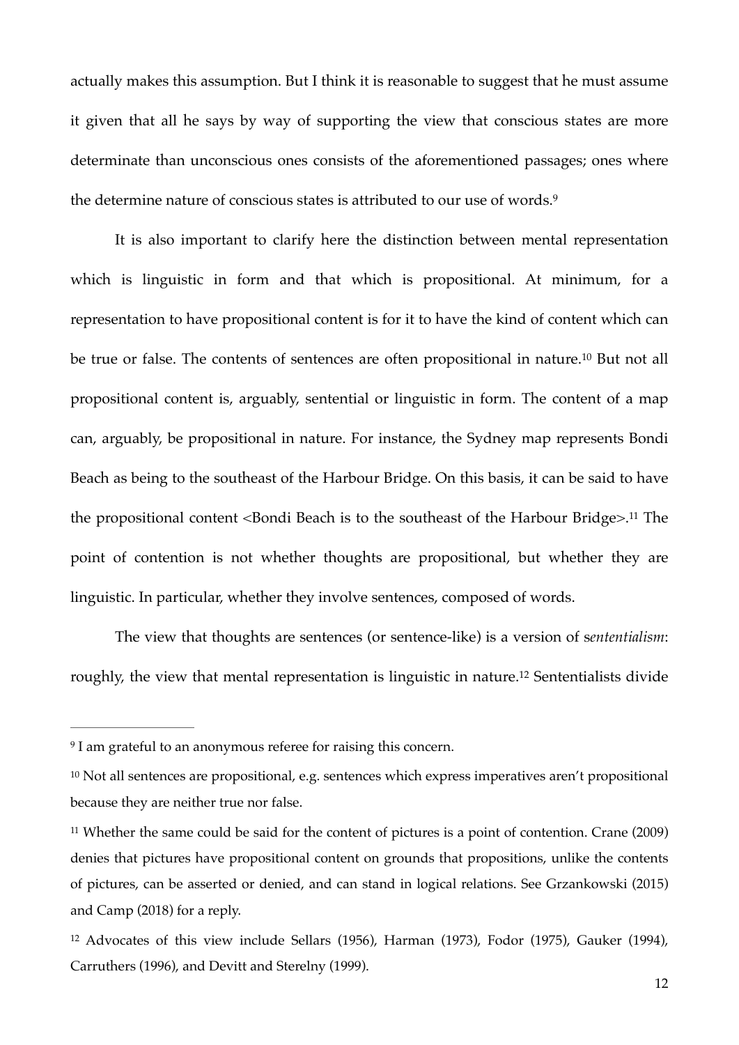actually makes this assumption. But I think it is reasonable to suggest that he must assume it given that all he says by way of supporting the view that conscious states are more determinate than unconscious ones consists of the aforementioned passages; ones where the determine nature of conscious states is attributed to our use of words.[9]

It is also important to clarify here the distinction between mental representation which is linguistic in form and that which is propositional. At minimum, for a representation to have propositional content is for it to have the kind of content which can be true or false. The contents of sentences are often propositional in nature.[10] But not all propositional content is, arguably, sentential or linguistic in form. The content of a map can, arguably, be propositional in nature. For instance, the Sydney map represents Bondi Beach as being to the southeast of the Harbour Bridge. On this basis, it can be said to have the propositional content <Bondi Beach is to the southeast of the Harbour Bridge>.[11] The point of contention is not whether thoughts are propositional, but whether they are linguistic. In particular, whether they involve sentences, composed of words.

The view that thoughts are sentences (or sentence-like) is a version of s*ententialism*: roughly, the view that mental representation is linguistic in nature.[12] Sententialists divide

---

[9] I am grateful to an anonymous referee for raising this concern.

[10] Not all sentences are propositional, e.g. sentences which express imperatives aren't propositional because they are neither true nor false.

[11] Whether the same could be said for the content of pictures is a point of contention. Crane (2009) denies that pictures have propositional content on grounds that propositions, unlike the contents of pictures, can be asserted or denied, and can stand in logical relations. See Grzankowski (2015) and Camp (2018) for a reply.

[12] Advocates of this view include Sellars (1956), Harman (1973), Fodor (1975), Gauker (1994), Carruthers (1996), and Devitt and Sterelny (1999).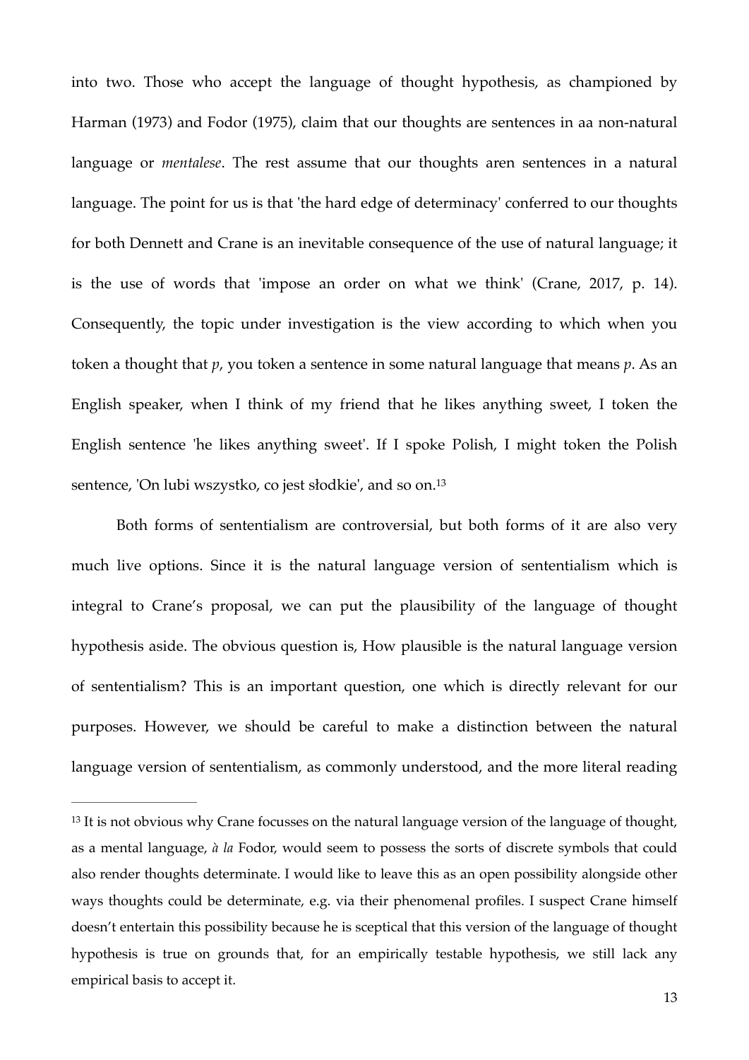into two. Those who accept the language of thought hypothesis, as championed by Harman (1973) and Fodor (1975), claim that our thoughts are sentences in aa non-natural language or *mentalese*. The rest assume that our thoughts aren sentences in a natural language. The point for us is that 'the hard edge of determinacy' conferred to our thoughts for both Dennett and Crane is an inevitable consequence of the use of natural language; it is the use of words that 'impose an order on what we think' (Crane, 2017, p. 14). Consequently, the topic under investigation is the view according to which when you token a thought that *p*, you token a sentence in some natural language that means *p*. As an English speaker, when I think of my friend that he likes anything sweet, I token the English sentence 'he likes anything sweet'. If I spoke Polish, I might token the Polish sentence, 'On lubi wszystko, co jest słodkie', and so on.[13]

Both forms of sententialism are controversial, but both forms of it are also very much live options. Since it is the natural language version of sententialism which is integral to Crane's proposal, we can put the plausibility of the language of thought hypothesis aside. The obvious question is, How plausible is the natural language version of sententialism? This is an important question, one which is directly relevant for our purposes. However, we should be careful to make a distinction between the natural language version of sententialism, as commonly understood, and the more literal reading

---

[13] It is not obvious why Crane focusses on the natural language version of the language of thought, as a mental language, *à la* Fodor, would seem to possess the sorts of discrete symbols that could also render thoughts determinate. I would like to leave this as an open possibility alongside other ways thoughts could be determinate, e.g. via their phenomenal profiles. I suspect Crane himself doesn't entertain this possibility because he is sceptical that this version of the language of thought hypothesis is true on grounds that, for an empirically testable hypothesis, we still lack any empirical basis to accept it.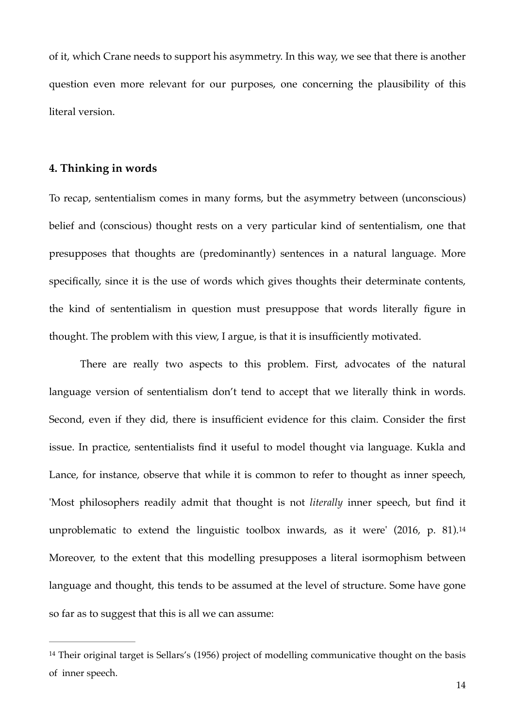of it, which Crane needs to support his asymmetry. In this way, we see that there is another question even more relevant for our purposes, one concerning the plausibility of this literal version.

## 4. Thinking in words

To recap, sententialism comes in many forms, but the asymmetry between (unconscious) belief and (conscious) thought rests on a very particular kind of sententialism, one that presupposes that thoughts are (predominantly) sentences in a natural language. More specifically, since it is the use of words which gives thoughts their determinate contents, the kind of sententialism in question must presuppose that words literally figure in thought. The problem with this view, I argue, is that it is insufficiently motivated.

There are really two aspects to this problem. First, advocates of the natural language version of sententialism don't tend to accept that we literally think in words. Second, even if they did, there is insufficient evidence for this claim. Consider the first issue. In practice, sententialists find it useful to model thought via language. Kukla and Lance, for instance, observe that while it is common to refer to thought as inner speech, 'Most philosophers readily admit that thought is not *literally* inner speech, but find it unproblematic to extend the linguistic toolbox inwards, as it were' (2016, p. 81).[14] Moreover, to the extent that this modelling presupposes a literal isormophism between language and thought, this tends to be assumed at the level of structure. Some have gone so far as to suggest that this is all we can assume:

---

[14] Their original target is Sellars's (1956) project of modelling communicative thought on the basis of inner speech.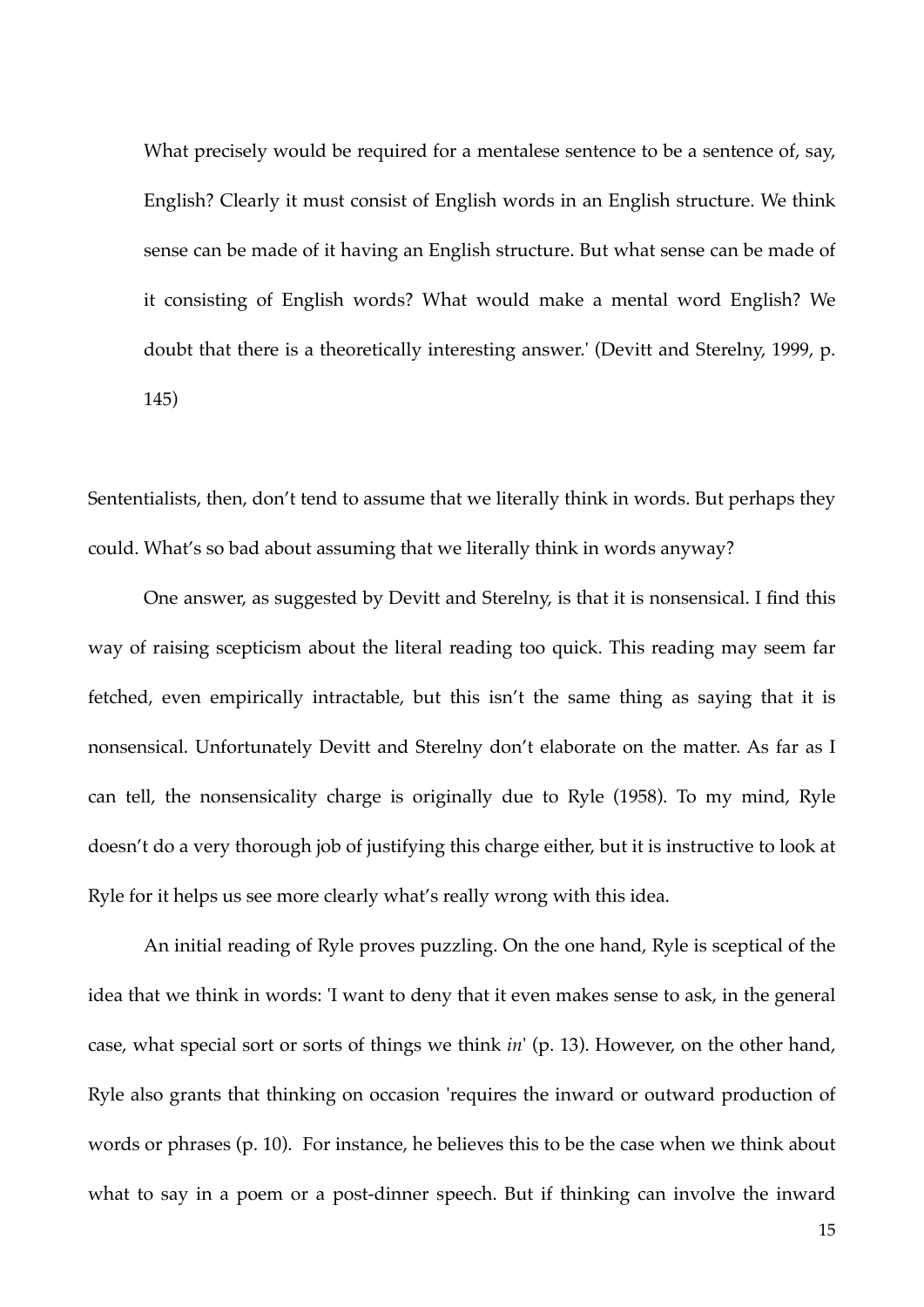> What precisely would be required for a mentalese sentence to be a sentence of, say, English? Clearly it must consist of English words in an English structure. We think sense can be made of it having an English structure. But what sense can be made of it consisting of English words? What would make a mental word English? We doubt that there is a theoretically interesting answer.' (Devitt and Sterelny, 1999, p. 145)

Sententialists, then, don't tend to assume that we literally think in words. But perhaps they could. What's so bad about assuming that we literally think in words anyway?

One answer, as suggested by Devitt and Sterelny, is that it is nonsensical. I find this way of raising scepticism about the literal reading too quick. This reading may seem far fetched, even empirically intractable, but this isn't the same thing as saying that it is nonsensical. Unfortunately Devitt and Sterelny don't elaborate on the matter. As far as I can tell, the nonsensicality charge is originally due to Ryle (1958). To my mind, Ryle doesn't do a very thorough job of justifying this charge either, but it is instructive to look at Ryle for it helps us see more clearly what's really wrong with this idea.

An initial reading of Ryle proves puzzling. On the one hand, Ryle is sceptical of the idea that we think in words: 'I want to deny that it even makes sense to ask, in the general case, what special sort or sorts of things we think *in*' (p. 13). However, on the other hand, Ryle also grants that thinking on occasion 'requires the inward or outward production of words or phrases (p. 10). For instance, he believes this to be the case when we think about what to say in a poem or a post-dinner speech. But if thinking can involve the inward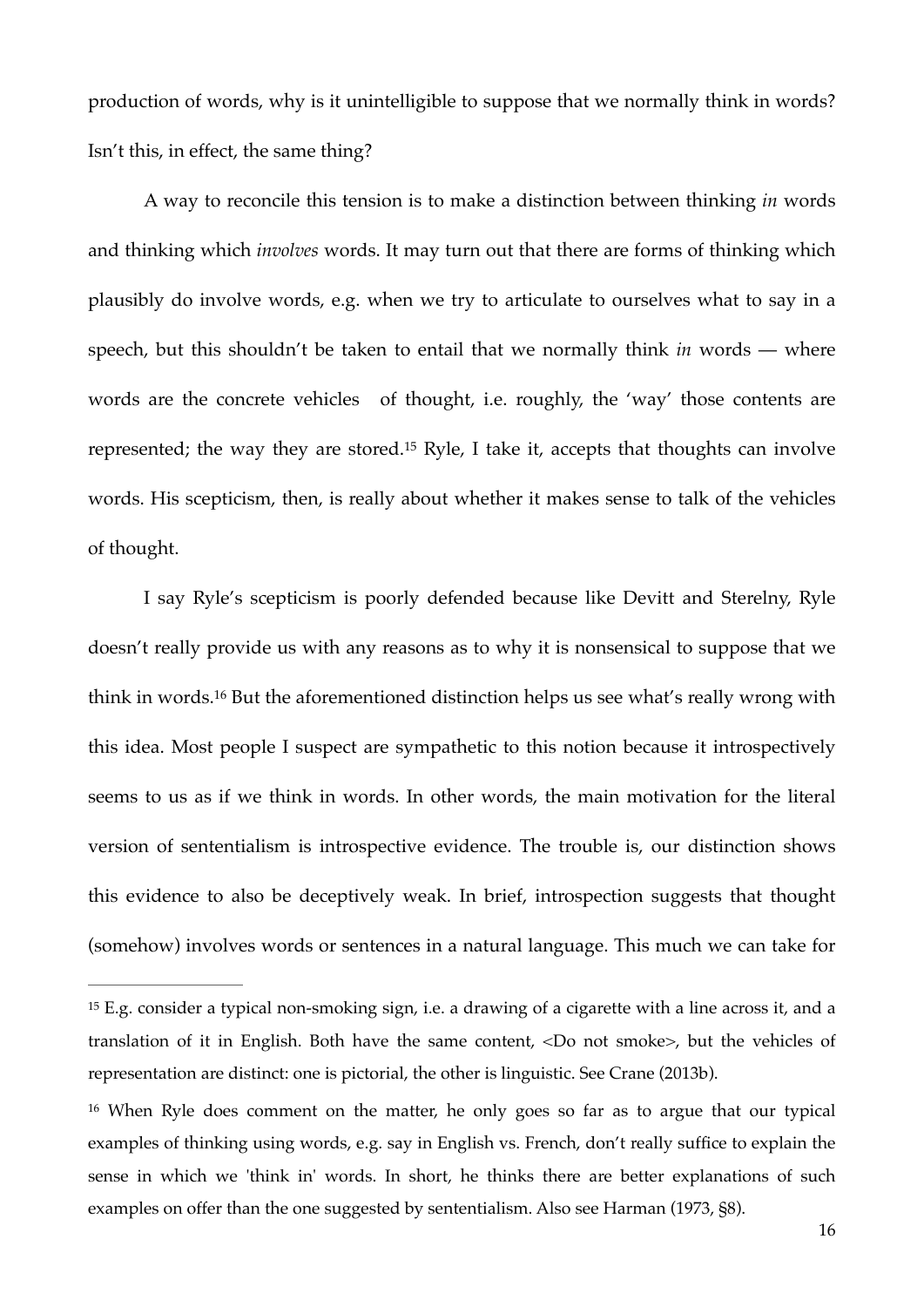production of words, why is it unintelligible to suppose that we normally think in words? Isn't this, in effect, the same thing?

A way to reconcile this tension is to make a distinction between thinking *in* words and thinking which *involves* words. It may turn out that there are forms of thinking which plausibly do involve words, e.g. when we try to articulate to ourselves what to say in a speech, but this shouldn't be taken to entail that we normally think *in* words — where words are the concrete vehicles of thought, i.e. roughly, the 'way' those contents are represented; the way they are stored.[15] Ryle, I take it, accepts that thoughts can involve words. His scepticism, then, is really about whether it makes sense to talk of the vehicles of thought.

I say Ryle's scepticism is poorly defended because like Devitt and Sterelny, Ryle doesn't really provide us with any reasons as to why it is nonsensical to suppose that we think in words.[16] But the aforementioned distinction helps us see what's really wrong with this idea. Most people I suspect are sympathetic to this notion because it introspectively seems to us as if we think in words. In other words, the main motivation for the literal version of sententialism is introspective evidence. The trouble is, our distinction shows this evidence to also be deceptively weak. In brief, introspection suggests that thought (somehow) involves words or sentences in a natural language. This much we can take for

---

[15] E.g. consider a typical non-smoking sign, i.e. a drawing of a cigarette with a line across it, and a translation of it in English. Both have the same content, <Do not smoke>, but the vehicles of representation are distinct: one is pictorial, the other is linguistic. See Crane (2013b).

[16] When Ryle does comment on the matter, he only goes so far as to argue that our typical examples of thinking using words, e.g. say in English vs. French, don't really suffice to explain the sense in which we 'think in' words. In short, he thinks there are better explanations of such examples on offer than the one suggested by sententialism. Also see Harman (1973, §8).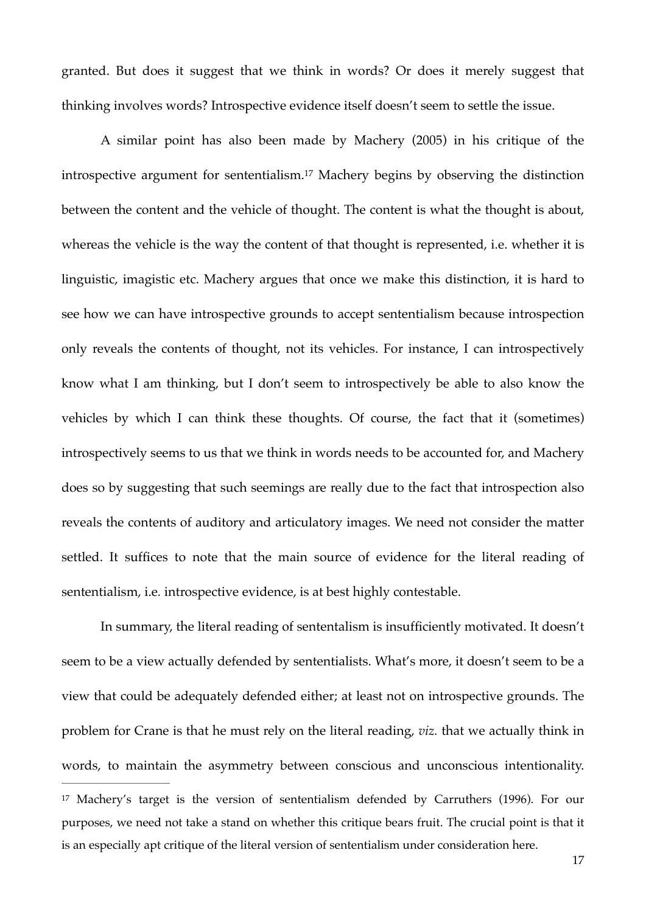granted. But does it suggest that we think in words? Or does it merely suggest that thinking involves words? Introspective evidence itself doesn't seem to settle the issue.

A similar point has also been made by Machery (2005) in his critique of the introspective argument for sententialism.[17] Machery begins by observing the distinction between the content and the vehicle of thought. The content is what the thought is about, whereas the vehicle is the way the content of that thought is represented, i.e. whether it is linguistic, imagistic etc. Machery argues that once we make this distinction, it is hard to see how we can have introspective grounds to accept sententialism because introspection only reveals the contents of thought, not its vehicles. For instance, I can introspectively know what I am thinking, but I don't seem to introspectively be able to also know the vehicles by which I can think these thoughts. Of course, the fact that it (sometimes) introspectively seems to us that we think in words needs to be accounted for, and Machery does so by suggesting that such seemings are really due to the fact that introspection also reveals the contents of auditory and articulatory images. We need not consider the matter settled. It suffices to note that the main source of evidence for the literal reading of sententialism, i.e. introspective evidence, is at best highly contestable.

In summary, the literal reading of sententalism is insufficiently motivated. It doesn't seem to be a view actually defended by sententialists. What's more, it doesn't seem to be a view that could be adequately defended either; at least not on introspective grounds. The problem for Crane is that he must rely on the literal reading, *viz.* that we actually think in words, to maintain the asymmetry between conscious and unconscious intentionality.

[17] Machery's target is the version of sententialism defended by Carruthers (1996). For our purposes, we need not take a stand on whether this critique bears fruit. The crucial point is that it is an especially apt critique of the literal version of sententialism under consideration here.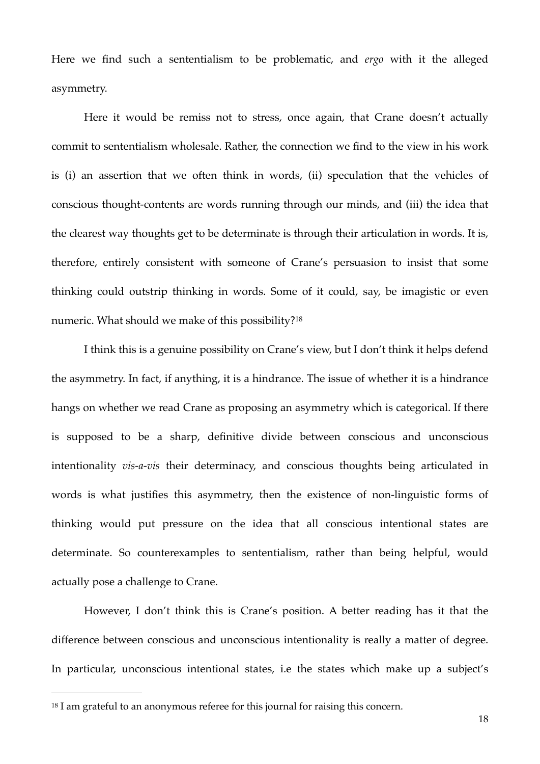Here we find such a sententialism to be problematic, and *ergo* with it the alleged asymmetry.

Here it would be remiss not to stress, once again, that Crane doesn't actually commit to sententialism wholesale. Rather, the connection we find to the view in his work is (i) an assertion that we often think in words, (ii) speculation that the vehicles of conscious thought-contents are words running through our minds, and (iii) the idea that the clearest way thoughts get to be determinate is through their articulation in words. It is, therefore, entirely consistent with someone of Crane's persuasion to insist that some thinking could outstrip thinking in words. Some of it could, say, be imagistic or even numeric. What should we make of this possibility?[18]

I think this is a genuine possibility on Crane's view, but I don't think it helps defend the asymmetry. In fact, if anything, it is a hindrance. The issue of whether it is a hindrance hangs on whether we read Crane as proposing an asymmetry which is categorical. If there is supposed to be a sharp, definitive divide between conscious and unconscious intentionality *vis-a-vis* their determinacy, and conscious thoughts being articulated in words is what justifies this asymmetry, then the existence of non-linguistic forms of thinking would put pressure on the idea that all conscious intentional states are determinate. So counterexamples to sententialism, rather than being helpful, would actually pose a challenge to Crane.

However, I don't think this is Crane's position. A better reading has it that the difference between conscious and unconscious intentionality is really a matter of degree. In particular, unconscious intentional states, i.e the states which make up a subject's

[18] I am grateful to an anonymous referee for this journal for raising this concern.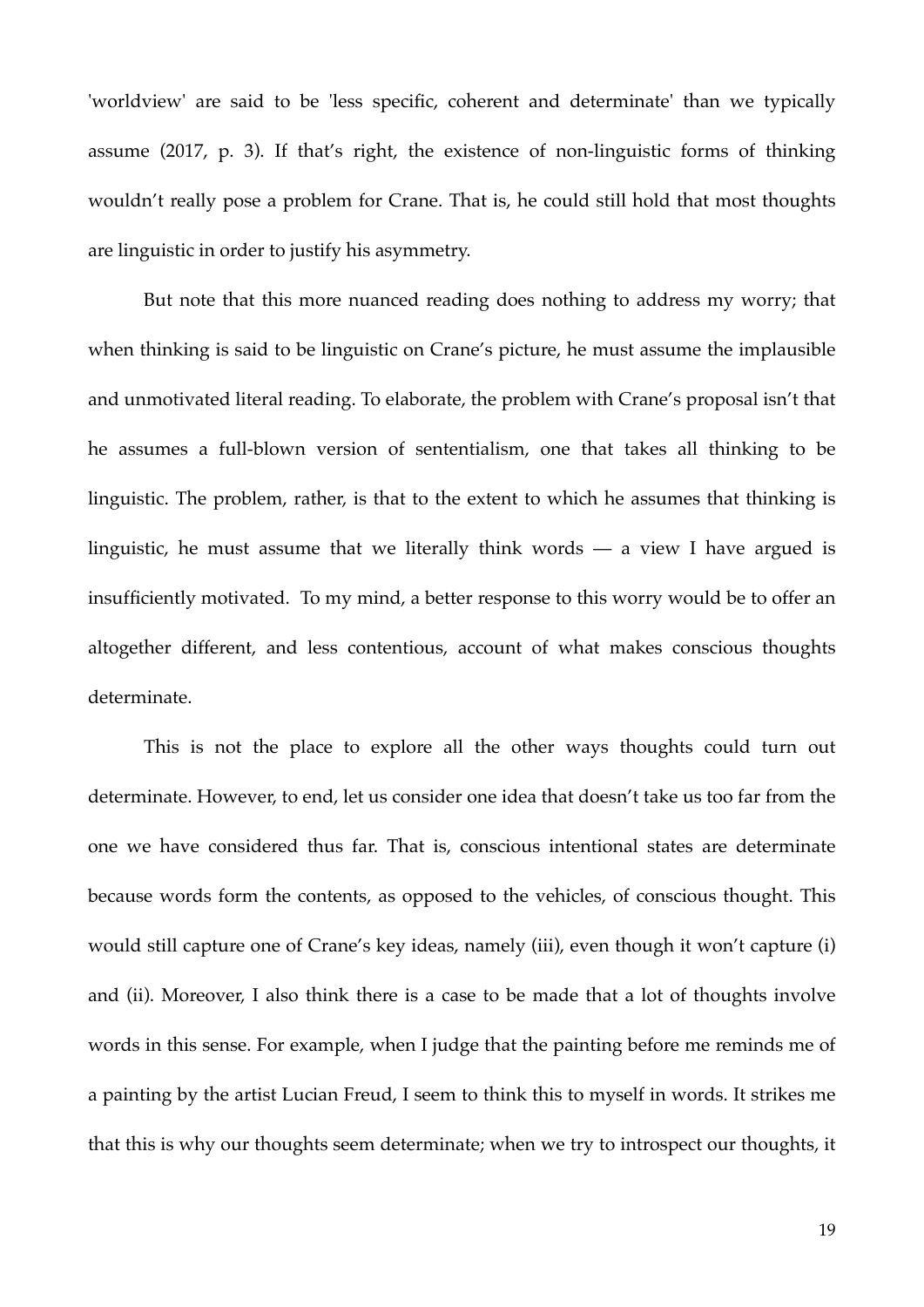'worldview' are said to be 'less specific, coherent and determinate' than we typically assume (2017, p. 3). If that's right, the existence of non-linguistic forms of thinking wouldn't really pose a problem for Crane. That is, he could still hold that most thoughts are linguistic in order to justify his asymmetry.

But note that this more nuanced reading does nothing to address my worry; that when thinking is said to be linguistic on Crane's picture, he must assume the implausible and unmotivated literal reading. To elaborate, the problem with Crane's proposal isn't that he assumes a full-blown version of sententialism, one that takes all thinking to be linguistic. The problem, rather, is that to the extent to which he assumes that thinking is linguistic, he must assume that we literally think words — a view I have argued is insufficiently motivated. To my mind, a better response to this worry would be to offer an altogether different, and less contentious, account of what makes conscious thoughts determinate.

This is not the place to explore all the other ways thoughts could turn out determinate. However, to end, let us consider one idea that doesn't take us too far from the one we have considered thus far. That is, conscious intentional states are determinate because words form the contents, as opposed to the vehicles, of conscious thought. This would still capture one of Crane's key ideas, namely (iii), even though it won't capture (i) and (ii). Moreover, I also think there is a case to be made that a lot of thoughts involve words in this sense. For example, when I judge that the painting before me reminds me of a painting by the artist Lucian Freud, I seem to think this to myself in words. It strikes me that this is why our thoughts seem determinate; when we try to introspect our thoughts, it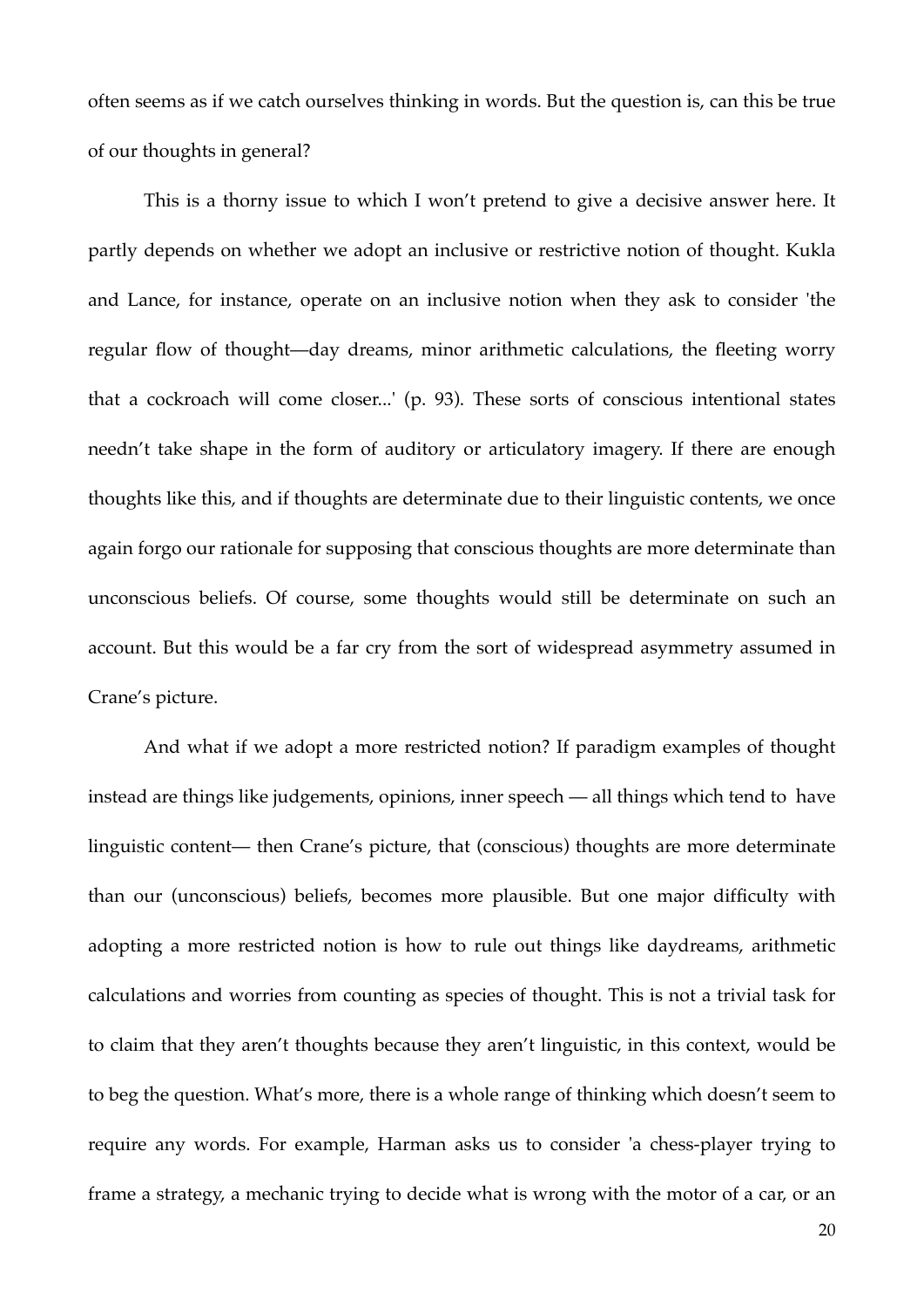often seems as if we catch ourselves thinking in words. But the question is, can this be true of our thoughts in general?

This is a thorny issue to which I won't pretend to give a decisive answer here. It partly depends on whether we adopt an inclusive or restrictive notion of thought. Kukla and Lance, for instance, operate on an inclusive notion when they ask to consider 'the regular flow of thought—day dreams, minor arithmetic calculations, the fleeting worry that a cockroach will come closer...' (p. 93). These sorts of conscious intentional states needn't take shape in the form of auditory or articulatory imagery. If there are enough thoughts like this, and if thoughts are determinate due to their linguistic contents, we once again forgo our rationale for supposing that conscious thoughts are more determinate than unconscious beliefs. Of course, some thoughts would still be determinate on such an account. But this would be a far cry from the sort of widespread asymmetry assumed in Crane's picture.

And what if we adopt a more restricted notion? If paradigm examples of thought instead are things like judgements, opinions, inner speech — all things which tend to have linguistic content— then Crane's picture, that (conscious) thoughts are more determinate than our (unconscious) beliefs, becomes more plausible. But one major difficulty with adopting a more restricted notion is how to rule out things like daydreams, arithmetic calculations and worries from counting as species of thought. This is not a trivial task for to claim that they aren't thoughts because they aren't linguistic, in this context, would be to beg the question. What's more, there is a whole range of thinking which doesn't seem to require any words. For example, Harman asks us to consider 'a chess-player trying to frame a strategy, a mechanic trying to decide what is wrong with the motor of a car, or an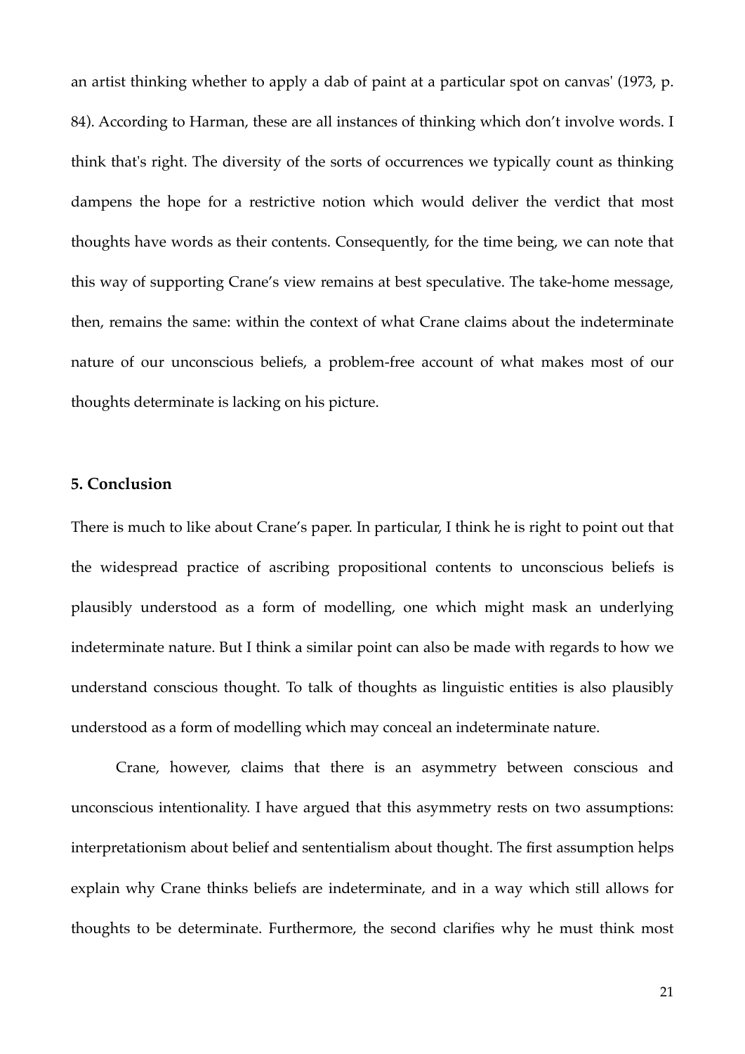an artist thinking whether to apply a dab of paint at a particular spot on canvas' (1973, p. 84). According to Harman, these are all instances of thinking which don't involve words. I think that's right. The diversity of the sorts of occurrences we typically count as thinking dampens the hope for a restrictive notion which would deliver the verdict that most thoughts have words as their contents. Consequently, for the time being, we can note that this way of supporting Crane's view remains at best speculative. The take-home message, then, remains the same: within the context of what Crane claims about the indeterminate nature of our unconscious beliefs, a problem-free account of what makes most of our thoughts determinate is lacking on his picture.

## 5. Conclusion

There is much to like about Crane's paper. In particular, I think he is right to point out that the widespread practice of ascribing propositional contents to unconscious beliefs is plausibly understood as a form of modelling, one which might mask an underlying indeterminate nature. But I think a similar point can also be made with regards to how we understand conscious thought. To talk of thoughts as linguistic entities is also plausibly understood as a form of modelling which may conceal an indeterminate nature.

Crane, however, claims that there is an asymmetry between conscious and unconscious intentionality. I have argued that this asymmetry rests on two assumptions: interpretationism about belief and sententialism about thought. The first assumption helps explain why Crane thinks beliefs are indeterminate, and in a way which still allows for thoughts to be determinate. Furthermore, the second clarifies why he must think most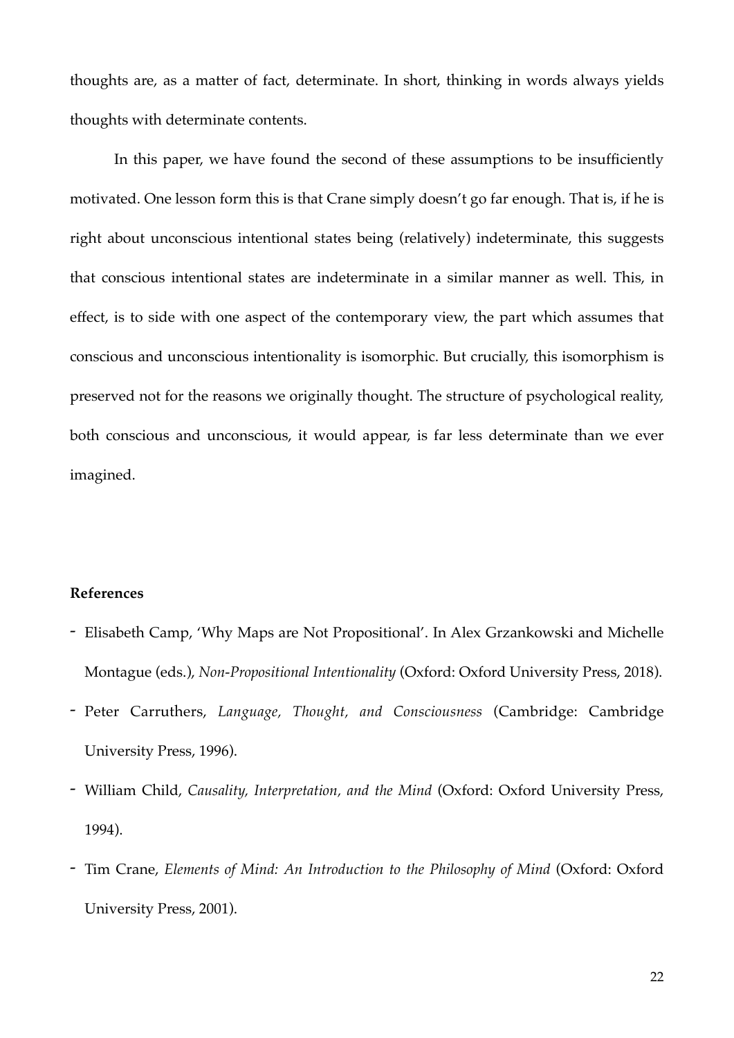thoughts are, as a matter of fact, determinate. In short, thinking in words always yields thoughts with determinate contents.

In this paper, we have found the second of these assumptions to be insufficiently motivated. One lesson form this is that Crane simply doesn't go far enough. That is, if he is right about unconscious intentional states being (relatively) indeterminate, this suggests that conscious intentional states are indeterminate in a similar manner as well. This, in effect, is to side with one aspect of the contemporary view, the part which assumes that conscious and unconscious intentionality is isomorphic. But crucially, this isomorphism is preserved not for the reasons we originally thought. The structure of psychological reality, both conscious and unconscious, it would appear, is far less determinate than we ever imagined.

**References**

- Elisabeth Camp, 'Why Maps are Not Propositional'. In Alex Grzankowski and Michelle Montague (eds.), *Non-Propositional Intentionality* (Oxford: Oxford University Press, 2018).
- Peter Carruthers, *Language, Thought, and Consciousness* (Cambridge: Cambridge University Press, 1996).
- William Child, *Causality, Interpretation, and the Mind* (Oxford: Oxford University Press, 1994).
- Tim Crane, *Elements of Mind: An Introduction to the Philosophy of Mind* (Oxford: Oxford University Press, 2001).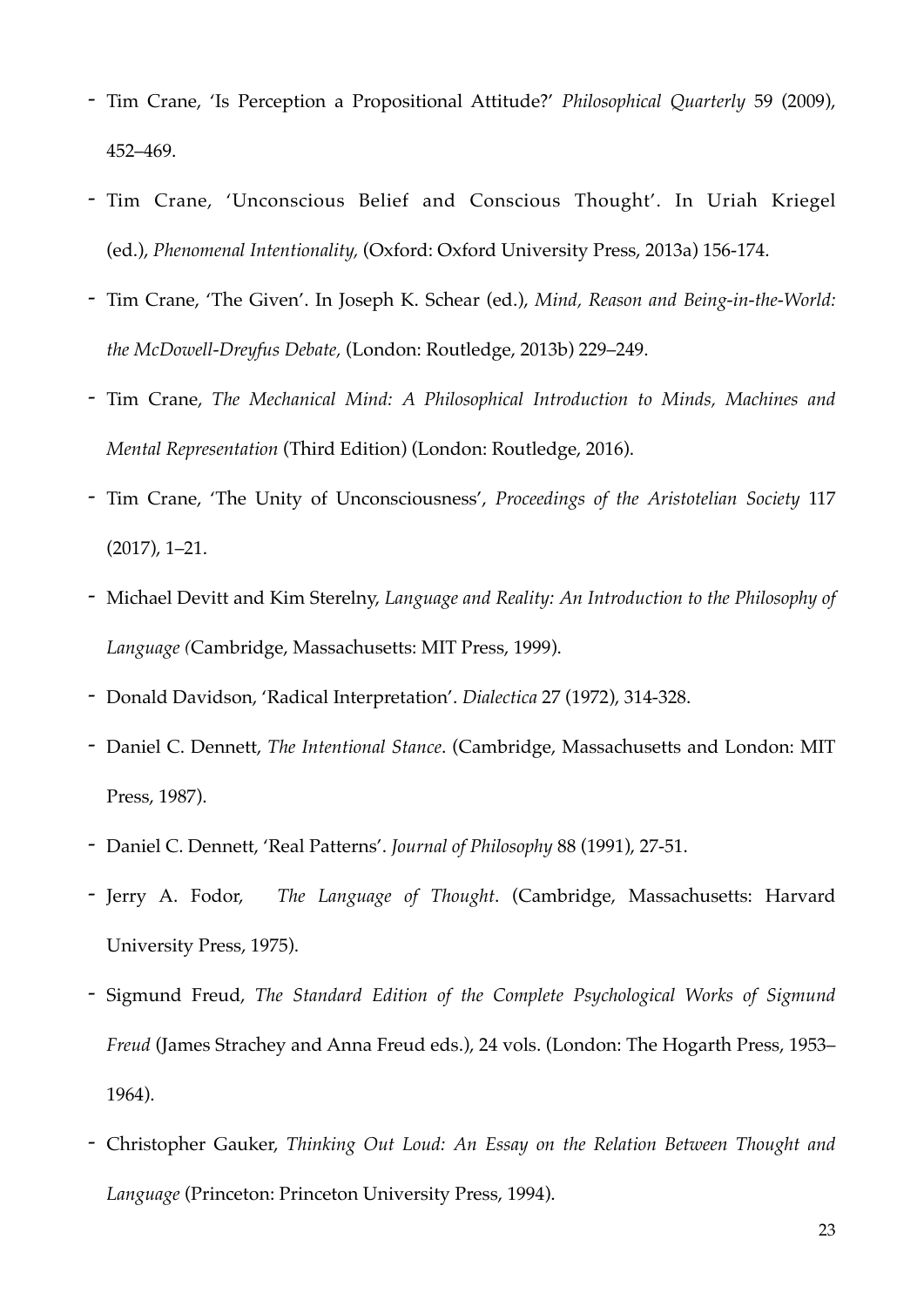- Tim Crane, 'Is Perception a Propositional Attitude?' *Philosophical Quarterly* 59 (2009), 452–469.
- Tim Crane, 'Unconscious Belief and Conscious Thought'. In Uriah Kriegel (ed.), *Phenomenal Intentionality*, (Oxford: Oxford University Press, 2013a) 156-174.
- Tim Crane, 'The Given'. In Joseph K. Schear (ed.), *Mind, Reason and Being-in-the-World: the McDowell-Dreyfus Debate*, (London: Routledge, 2013b) 229–249.
- Tim Crane, *The Mechanical Mind: A Philosophical Introduction to Minds, Machines and Mental Representation* (Third Edition) (London: Routledge, 2016).
- Tim Crane, 'The Unity of Unconsciousness', *Proceedings of the Aristotelian Society* 117 (2017), 1–21.
- Michael Devitt and Kim Sterelny, *Language and Reality: An Introduction to the Philosophy of Language (*Cambridge, Massachusetts: MIT Press, 1999).
- Donald Davidson, 'Radical Interpretation'. *Dialectica* 27 (1972), 314-328.
- Daniel C. Dennett, *The Intentional Stance*. (Cambridge, Massachusetts and London: MIT Press, 1987).
- Daniel C. Dennett, 'Real Patterns'. *Journal of Philosophy* 88 (1991), 27-51.
- Jerry A. Fodor, *The Language of Thought*. (Cambridge, Massachusetts: Harvard University Press, 1975).
- Sigmund Freud, *The Standard Edition of the Complete Psychological Works of Sigmund Freud* (James Strachey and Anna Freud eds.), 24 vols. (London: The Hogarth Press, 1953–1964).
- Christopher Gauker, *Thinking Out Loud: An Essay on the Relation Between Thought and Language* (Princeton: Princeton University Press, 1994).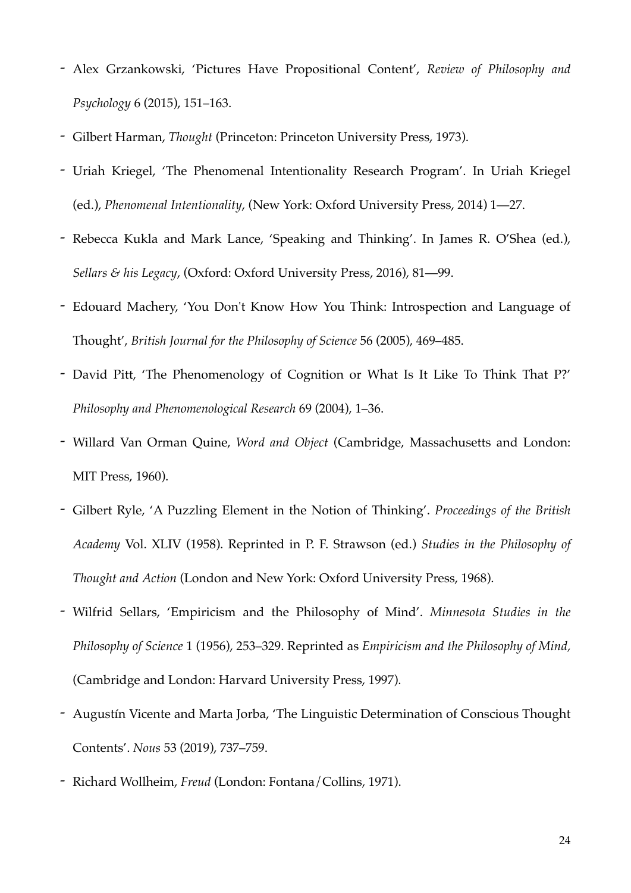- Alex Grzankowski, 'Pictures Have Propositional Content', *Review of Philosophy and Psychology* 6 (2015), 151–163.
- Gilbert Harman, *Thought* (Princeton: Princeton University Press, 1973).
- Uriah Kriegel, 'The Phenomenal Intentionality Research Program'. In Uriah Kriegel (ed.), *Phenomenal Intentionality*, (New York: Oxford University Press, 2014) 1—27.
- Rebecca Kukla and Mark Lance, 'Speaking and Thinking'. In James R. O'Shea (ed.), *Sellars & his Legacy*, (Oxford: Oxford University Press, 2016), 81—99.
- Edouard Machery, 'You Don't Know How You Think: Introspection and Language of Thought', *British Journal for the Philosophy of Science* 56 (2005), 469–485.
- David Pitt, 'The Phenomenology of Cognition or What Is It Like To Think That P?' *Philosophy and Phenomenological Research* 69 (2004), 1–36.
- Willard Van Orman Quine, *Word and Object* (Cambridge, Massachusetts and London: MIT Press, 1960).
- Gilbert Ryle, 'A Puzzling Element in the Notion of Thinking'. *Proceedings of the British Academy* Vol. XLIV (1958). Reprinted in P. F. Strawson (ed.) *Studies in the Philosophy of Thought and Action* (London and New York: Oxford University Press, 1968).
- Wilfrid Sellars, 'Empiricism and the Philosophy of Mind'. *Minnesota Studies in the Philosophy of Science* 1 (1956), 253–329. Reprinted as *Empiricism and the Philosophy of Mind,* (Cambridge and London: Harvard University Press, 1997).
- Augustín Vicente and Marta Jorba, 'The Linguistic Determination of Conscious Thought Contents'. *Nous* 53 (2019), 737–759.
- Richard Wollheim, *Freud* (London: Fontana/Collins, 1971).